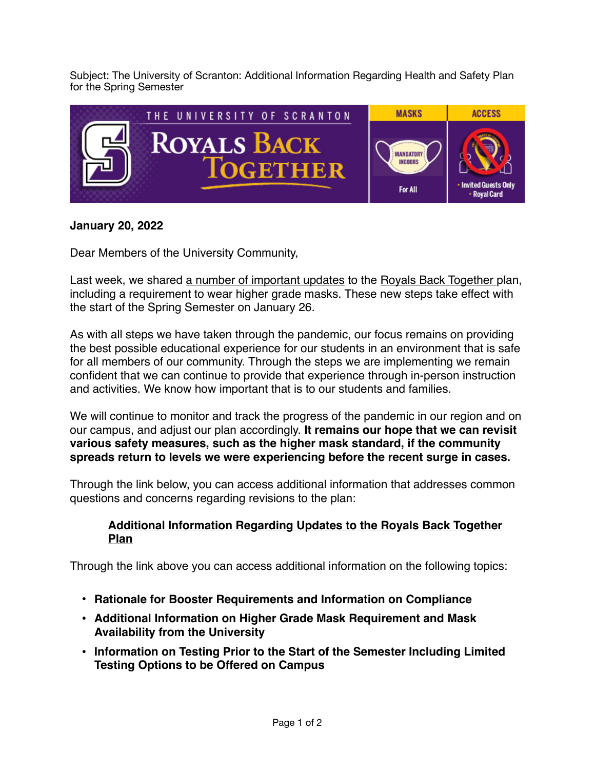Subject: The University of Scranton: Additional Information Regarding Health and Safety Plan for the Spring Semester

THE UNIVERSITY OF SCRANTON ROYALS BACK TOGETHER | MASKS: MANDATORY INDOORS For All | ACCESS: Invited Guests Only, Royal Card

**January 20, 2022**

Dear Members of the University Community,

Last week, we shared a number of important updates to the Royals Back Together plan, including a requirement to wear higher grade masks. These new steps take effect with the start of the Spring Semester on January 26.

As with all steps we have taken through the pandemic, our focus remains on providing the best possible educational experience for our students in an environment that is safe for all members of our community. Through the steps we are implementing we remain confident that we can continue to provide that experience through in-person instruction and activities. We know how important that is to our students and families.

We will continue to monitor and track the progress of the pandemic in our region and on our campus, and adjust our plan accordingly. **It remains our hope that we can revisit various safety measures, such as the higher mask standard, if the community spreads return to levels we were experiencing before the recent surge in cases.**

Through the link below, you can access additional information that addresses common questions and concerns regarding revisions to the plan:

> **Additional Information Regarding Updates to the Royals Back Together Plan**

Through the link above you can access additional information on the following topics:

- **Rationale for Booster Requirements and Information on Compliance**
- **Additional Information on Higher Grade Mask Requirement and Mask Availability from the University**
- **Information on Testing Prior to the Start of the Semester Including Limited Testing Options to be Offered on Campus**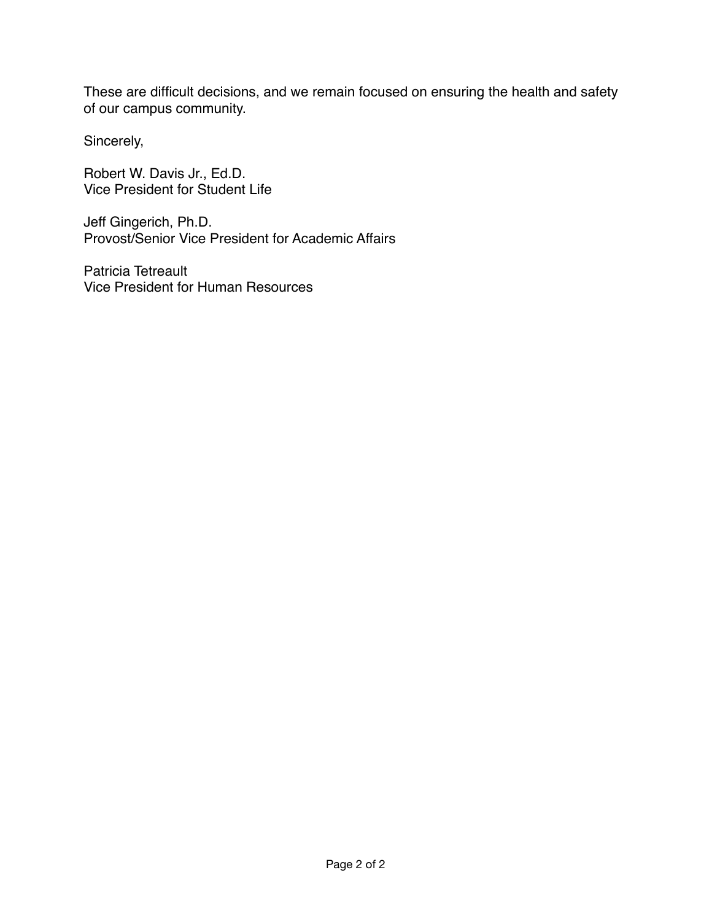These are difficult decisions, and we remain focused on ensuring the health and safety of our campus community.

Sincerely,

Robert W. Davis Jr., Ed.D.  
Vice President for Student Life

Jeff Gingerich, Ph.D.  
Provost/Senior Vice President for Academic Affairs

Patricia Tetreault  
Vice President for Human Resources